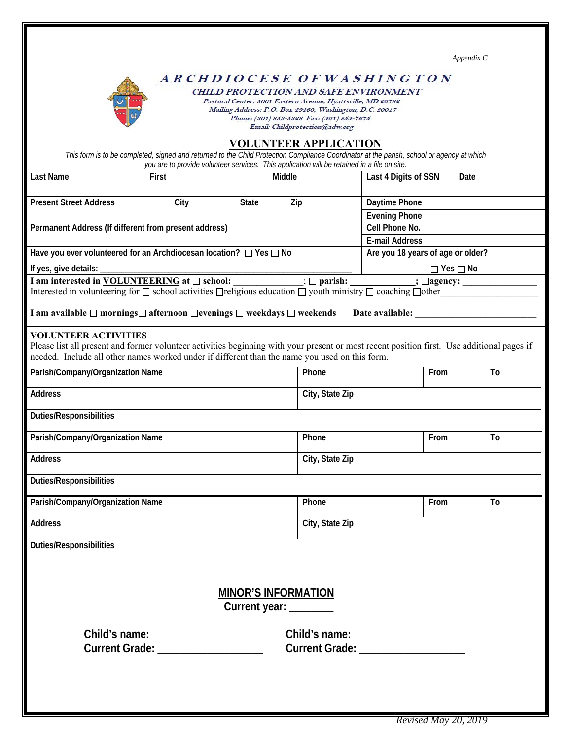*Appendix C*

# *ARCHDIOCESE OF WASHINGTON*

***CHILD PROTECTION AND SAFE ENVIRONMENT***

*Pastoral Center: 5001 Eastern Avenue, Hyattsville, MD 20782*
*Mailing Address: P.O. Box 29260, Washington, D.C. 20017*
*Phone: (301) 853-5328 Fax: (301) 853-7675*
*Email: Childprotection@adw.org*

## VOLUNTEER APPLICATION

*This form is to be completed, signed and returned to the Child Protection Compliance Coordinator at the parish, school or agency at which you are to provide volunteer services. This application will be retained in a file on site.*

| Last Name | First | Middle | Last 4 Digits of SSN | Date |
|---|---|---|---|---|
| | | | | |

| Present Street Address | City | State | Zip | Daytime Phone |
|---|---|---|---|---|
| | | | | Evening Phone |
| Permanent Address (If different from present address) | | | | Cell Phone No. |
| | | | | E-mail Address |

Have you ever volunteered for an Archdiocesan location? ☐ Yes ☐ No

If yes, give details: ________________________________________________

Are you 18 years of age or older? ☐ Yes ☐ No

**I am interested in <u>VOLUNTEERING</u> at ☐ school:** _____________; ☐ **parish:** _____________; ☐**agency:** _______________

Interested in volunteering for ☐ school activities ☐religious education ☐ youth ministry ☐ coaching ☐other____________________

**I am available ☐ mornings☐ afternoon ☐evenings ☐ weekdays ☐ weekends    Date available:** _________________________

**VOLUNTEER ACTIVITIES**

Please list all present and former volunteer activities beginning with your present or most recent position first. Use additional pages if needed. Include all other names worked under if different than the name you used on this form.

| Parish/Company/Organization Name | Phone | From | To |
|---|---|---|---|
| Address | City, State Zip | | |
| Duties/Responsibilities | | | |
| Parish/Company/Organization Name | Phone | From | To |
| Address | City, State Zip | | |
| Duties/Responsibilities | | | |
| Parish/Company/Organization Name | Phone | From | To |
| Address | City, State Zip | | |
| Duties/Responsibilities | | | |

## MINOR'S INFORMATION

**Current year:** ________

**Child's name:** ___________________
**Current Grade:** __________________

**Child's name:** ___________________
**Current Grade:** __________________

*Revised May 20, 2019*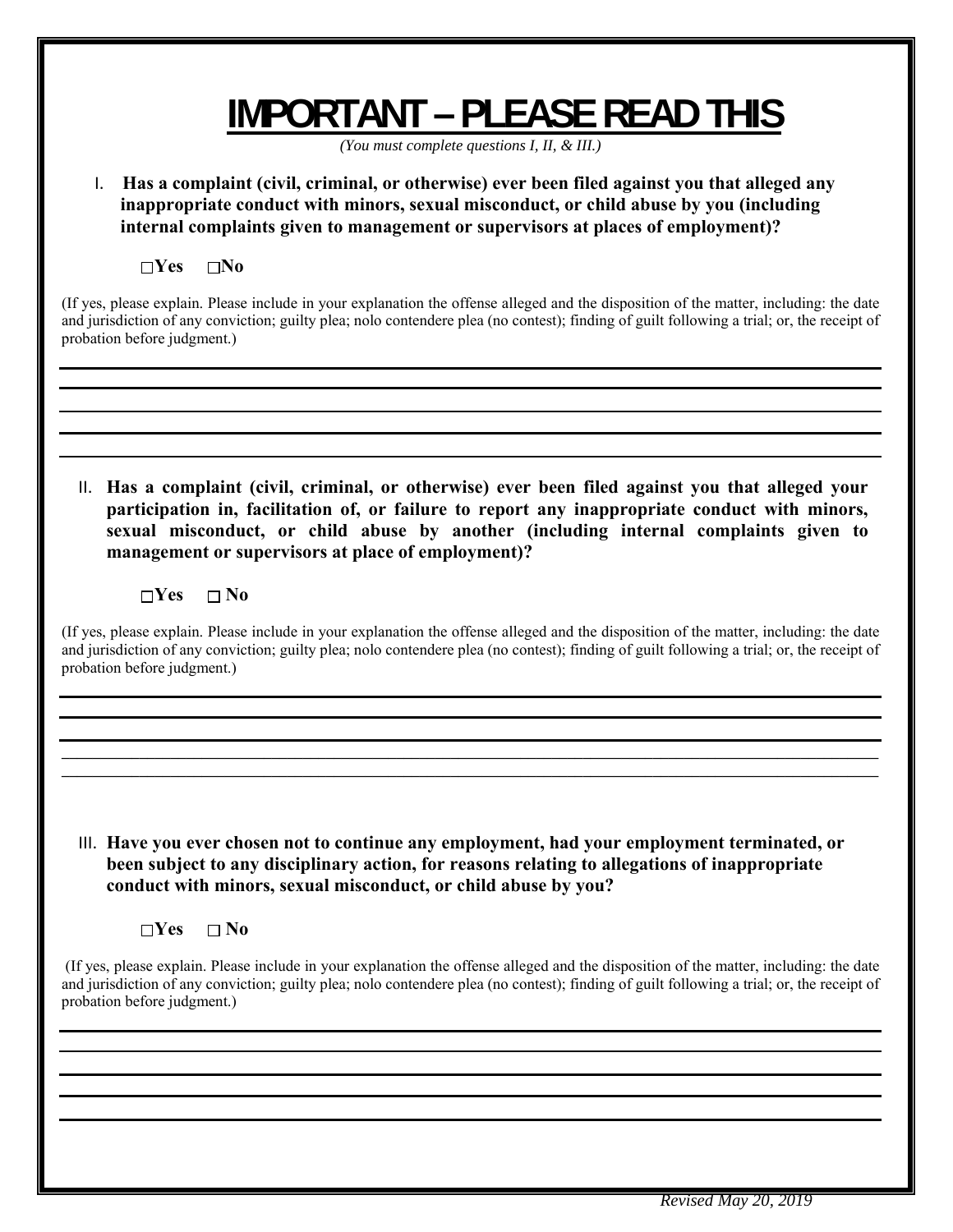# IMPORTANT – PLEASE READ THIS

*(You must complete questions I, II, & III.)*

I. **Has a complaint (civil, criminal, or otherwise) ever been filed against you that alleged any inappropriate conduct with minors, sexual misconduct, or child abuse by you (including internal complaints given to management or supervisors at places of employment)?**

☐ **Yes** ☐ **No**

(If yes, please explain. Please include in your explanation the offense alleged and the disposition of the matter, including: the date and jurisdiction of any conviction; guilty plea; nolo contendere plea (no contest); finding of guilt following a trial; or, the receipt of probation before judgment.)

______________________________________________________________________

______________________________________________________________________

______________________________________________________________________

______________________________________________________________________

______________________________________________________________________

II. **Has a complaint (civil, criminal, or otherwise) ever been filed against you that alleged your participation in, facilitation of, or failure to report any inappropriate conduct with minors, sexual misconduct, or child abuse by another (including internal complaints given to management or supervisors at place of employment)?**

☐ **Yes** ☐ **No**

(If yes, please explain. Please include in your explanation the offense alleged and the disposition of the matter, including: the date and jurisdiction of any conviction; guilty plea; nolo contendere plea (no contest); finding of guilt following a trial; or, the receipt of probation before judgment.)

______________________________________________________________________

______________________________________________________________________

______________________________________________________________________

______________________________________________________________________

______________________________________________________________________

III. **Have you ever chosen not to continue any employment, had your employment terminated, or been subject to any disciplinary action, for reasons relating to allegations of inappropriate conduct with minors, sexual misconduct, or child abuse by you?**

☐ **Yes** ☐ **No**

(If yes, please explain. Please include in your explanation the offense alleged and the disposition of the matter, including: the date and jurisdiction of any conviction; guilty plea; nolo contendere plea (no contest); finding of guilt following a trial; or, the receipt of probation before judgment.)

______________________________________________________________________

______________________________________________________________________

______________________________________________________________________

______________________________________________________________________

______________________________________________________________________

*Revised May 20, 2019*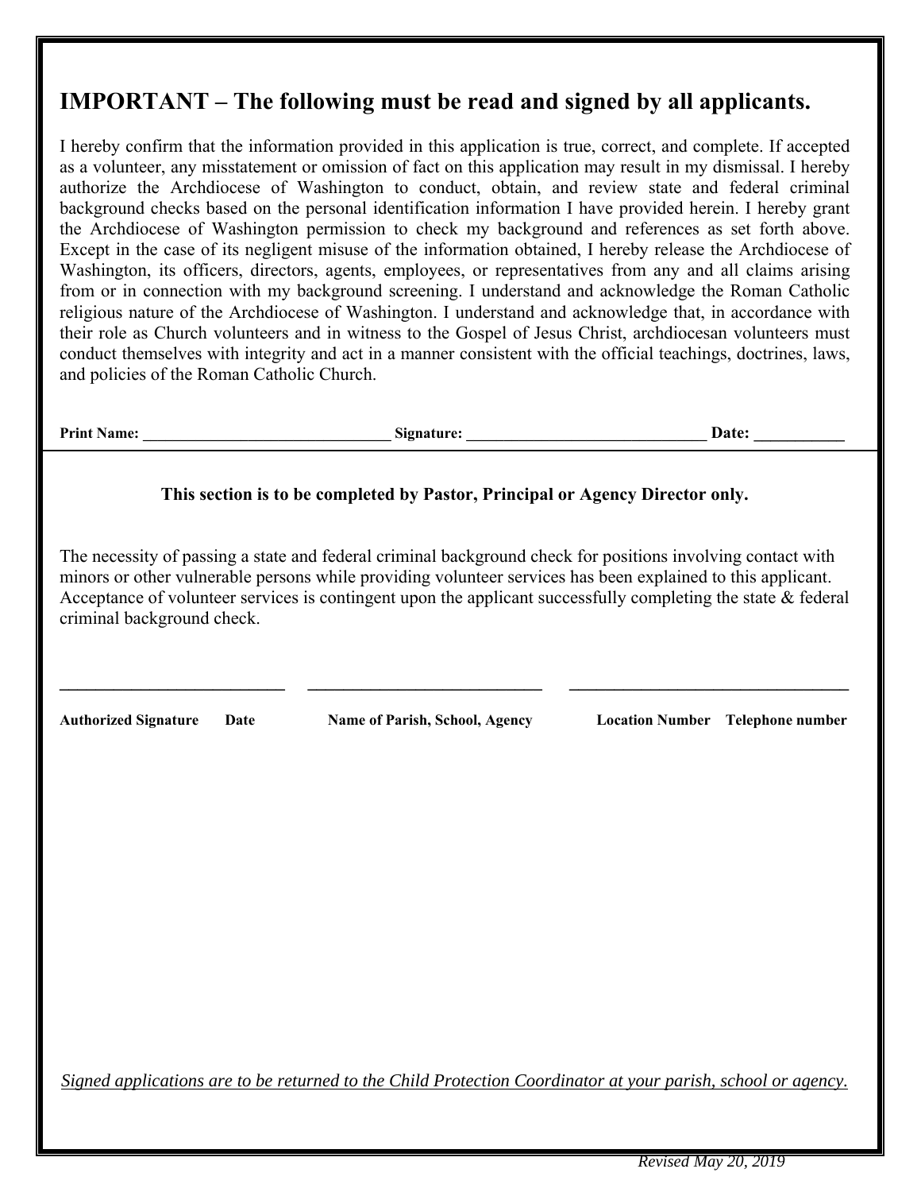## IMPORTANT – The following must be read and signed by all applicants.

I hereby confirm that the information provided in this application is true, correct, and complete. If accepted as a volunteer, any misstatement or omission of fact on this application may result in my dismissal. I hereby authorize the Archdiocese of Washington to conduct, obtain, and review state and federal criminal background checks based on the personal identification information I have provided herein. I hereby grant the Archdiocese of Washington permission to check my background and references as set forth above. Except in the case of its negligent misuse of the information obtained, I hereby release the Archdiocese of Washington, its officers, directors, agents, employees, or representatives from any and all claims arising from or in connection with my background screening. I understand and acknowledge the Roman Catholic religious nature of the Archdiocese of Washington. I understand and acknowledge that, in accordance with their role as Church volunteers and in witness to the Gospel of Jesus Christ, archdiocesan volunteers must conduct themselves with integrity and act in a manner consistent with the official teachings, doctrines, laws, and policies of the Roman Catholic Church.

**Print Name:** _______________________________ **Signature:** _______________________________ **Date:** ___________

**This section is to be completed by Pastor, Principal or Agency Director only.**

The necessity of passing a state and federal criminal background check for positions involving contact with minors or other vulnerable persons while providing volunteer services has been explained to this applicant. Acceptance of volunteer services is contingent upon the applicant successfully completing the state & federal criminal background check.

___________________________ ___________________________ ___________________________

**Authorized Signature Date** **Name of Parish, School, Agency** **Location Number Telephone number**

*Signed applications are to be returned to the Child Protection Coordinator at your parish, school or agency.*

*Revised May 20, 2019*